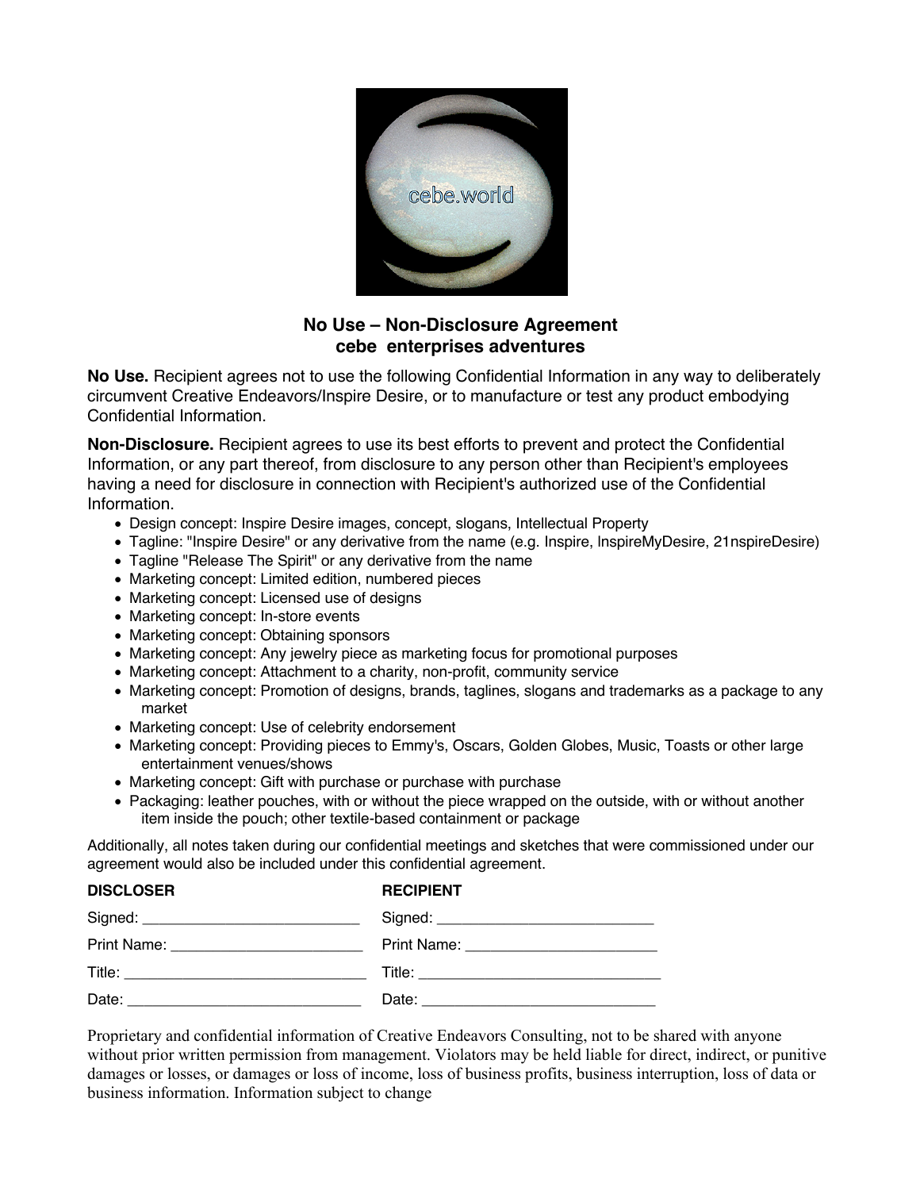# No Use – Non-Disclosure Agreement
## cebe enterprises adventures

**No Use.** Recipient agrees not to use the following Confidential Information in any way to deliberately circumvent Creative Endeavors/Inspire Desire, or to manufacture or test any product embodying Confidential Information.

**Non-Disclosure.** Recipient agrees to use its best efforts to prevent and protect the Confidential Information, or any part thereof, from disclosure to any person other than Recipient's employees having a need for disclosure in connection with Recipient's authorized use of the Confidential Information.

- Design concept: Inspire Desire images, concept, slogans, Intellectual Property
- Tagline: "Inspire Desire" or any derivative from the name (e.g. Inspire, InspireMyDesire, 21nspireDesire)
- Tagline "Release The Spirit" or any derivative from the name
- Marketing concept: Limited edition, numbered pieces
- Marketing concept: Licensed use of designs
- Marketing concept: In-store events
- Marketing concept: Obtaining sponsors
- Marketing concept: Any jewelry piece as marketing focus for promotional purposes
- Marketing concept: Attachment to a charity, non-profit, community service
- Marketing concept: Promotion of designs, brands, taglines, slogans and trademarks as a package to any market
- Marketing concept: Use of celebrity endorsement
- Marketing concept: Providing pieces to Emmy's, Oscars, Golden Globes, Music, Toasts or other large entertainment venues/shows
- Marketing concept: Gift with purchase or purchase with purchase
- Packaging: leather pouches, with or without the piece wrapped on the outside, with or without another item inside the pouch; other textile-based containment or package

Additionally, all notes taken during our confidential meetings and sketches that were commissioned under our agreement would also be included under this confidential agreement.

| **DISCLOSER** | **RECIPIENT** |
|---|---|
| Signed: ___________________________ | Signed: ___________________________ |
| Print Name: ________________________ | Print Name: ________________________ |
| Title: ______________________________ | Title: ______________________________ |
| Date: ______________________________ | Date: ______________________________ |

Proprietary and confidential information of Creative Endeavors Consulting, not to be shared with anyone without prior written permission from management. Violators may be held liable for direct, indirect, or punitive damages or losses, or damages or loss of income, loss of business profits, business interruption, loss of data or business information. Information subject to change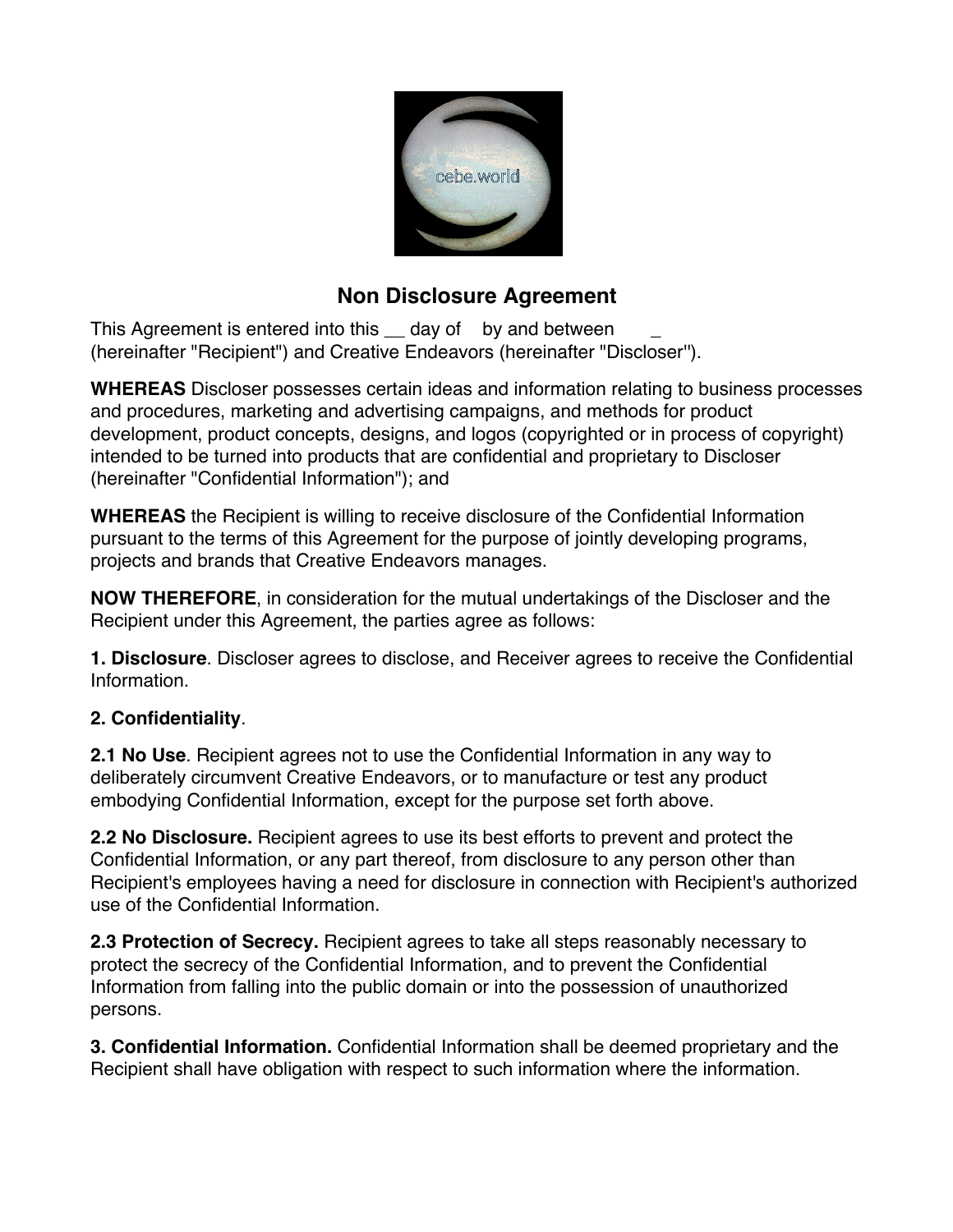# Non Disclosure Agreement

This Agreement is entered into this __ day of  by and between  _ (hereinafter "Recipient") and Creative Endeavors (hereinafter "Discloser").

**WHEREAS** Discloser possesses certain ideas and information relating to business processes and procedures, marketing and advertising campaigns, and methods for product development, product concepts, designs, and logos (copyrighted or in process of copyright) intended to be turned into products that are confidential and proprietary to Discloser (hereinafter "Confidential Information"); and

**WHEREAS** the Recipient is willing to receive disclosure of the Confidential Information pursuant to the terms of this Agreement for the purpose of jointly developing programs, projects and brands that Creative Endeavors manages.

**NOW THEREFORE**, in consideration for the mutual undertakings of the Discloser and the Recipient under this Agreement, the parties agree as follows:

**1. Disclosure**. Discloser agrees to disclose, and Receiver agrees to receive the Confidential Information.

**2. Confidentiality**.

**2.1 No Use**. Recipient agrees not to use the Confidential Information in any way to deliberately circumvent Creative Endeavors, or to manufacture or test any product embodying Confidential Information, except for the purpose set forth above.

**2.2 No Disclosure.** Recipient agrees to use its best efforts to prevent and protect the Confidential Information, or any part thereof, from disclosure to any person other than Recipient's employees having a need for disclosure in connection with Recipient's authorized use of the Confidential Information.

**2.3 Protection of Secrecy.** Recipient agrees to take all steps reasonably necessary to protect the secrecy of the Confidential Information, and to prevent the Confidential Information from falling into the public domain or into the possession of unauthorized persons.

**3. Confidential Information.** Confidential Information shall be deemed proprietary and the Recipient shall have obligation with respect to such information where the information.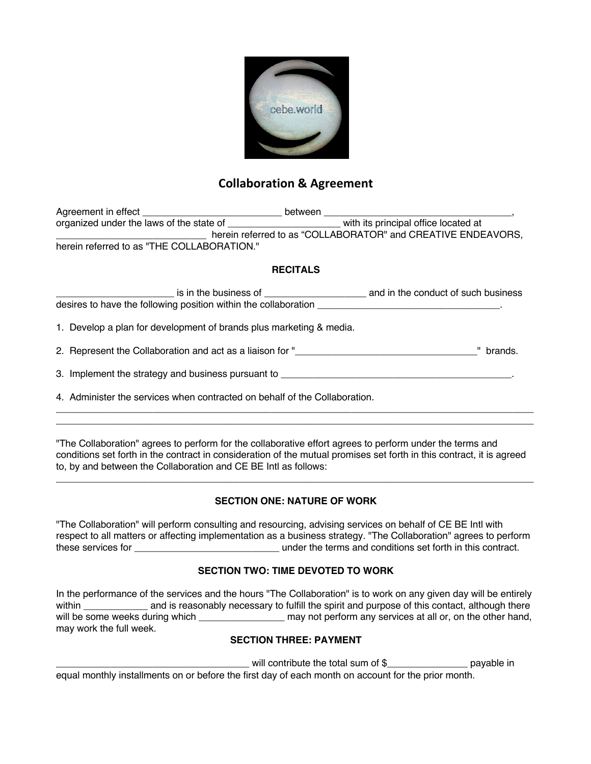# Collaboration & Agreement

Agreement in effect ___________________________ between ___________________________________, organized under the laws of the state of _____________________ with its principal office located at ____________________________ herein referred to as “COLLABORATOR" and CREATIVE ENDEAVORS, herein referred to as "THE COLLABORATION."

**RECITALS**

______________________ is in the business of ___________________ and in the conduct of such business desires to have the following position within the collaboration ___________________________________.

1. Develop a plan for development of brands plus marketing & media.

2. Represent the Collaboration and act as a liaison for "__________________________________" brands.

3. Implement the strategy and business pursuant to ____________________________________________.

4. Administer the services when contracted on behalf of the Collaboration.

___________________________________________________________________________________________

___________________________________________________________________________________________

"The Collaboration" agrees to perform for the collaborative effort agrees to perform under the terms and conditions set forth in the contract in consideration of the mutual promises set forth in this contract, it is agreed to, by and between the Collaboration and CE BE Intl as follows:

___________________________________________________________________________________________

**SECTION ONE: NATURE OF WORK**

"The Collaboration" will perform consulting and resourcing, advising services on behalf of CE BE Intl with respect to all matters or affecting implementation as a business strategy. "The Collaboration" agrees to perform these services for ___________________________ under the terms and conditions set forth in this contract.

**SECTION TWO: TIME DEVOTED TO WORK**

In the performance of the services and the hours "The Collaboration" is to work on any given day will be entirely within ____________ and is reasonably necessary to fulfill the spirit and purpose of this contact, although there will be some weeks during which ________________ may not perform any services at all or, on the other hand, may work the full week.

**SECTION THREE: PAYMENT**

____________________________________ will contribute the total sum of $_______________ payable in equal monthly installments on or before the first day of each month on account for the prior month.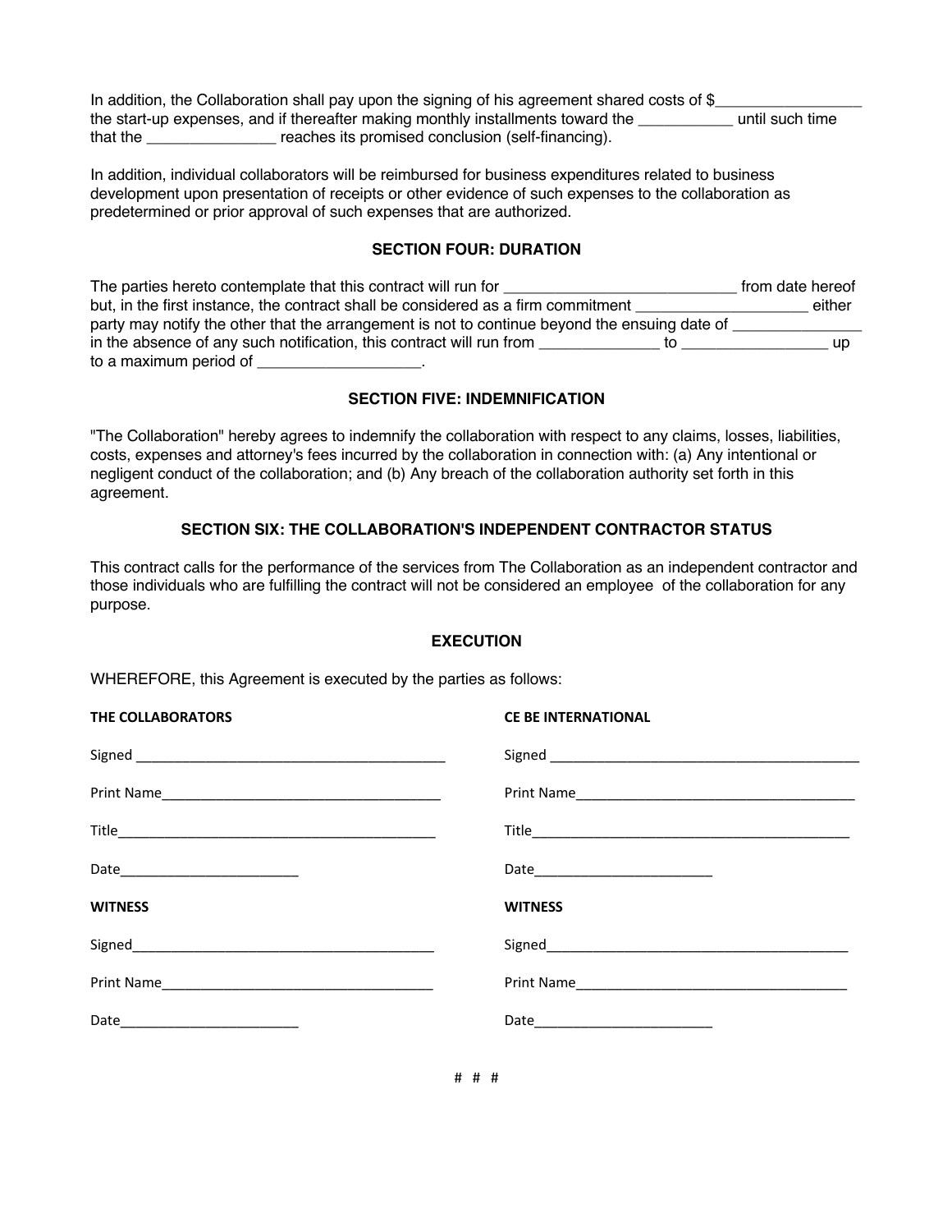In addition, the Collaboration shall pay upon the signing of his agreement shared costs of $_________________ the start-up expenses, and if thereafter making monthly installments toward the ___________ until such time that the _______________ reaches its promised conclusion (self-financing).

In addition, individual collaborators will be reimbursed for business expenditures related to business development upon presentation of receipts or other evidence of such expenses to the collaboration as predetermined or prior approval of such expenses that are authorized.

### SECTION FOUR: DURATION

The parties hereto contemplate that this contract will run for ___________________________ from date hereof but, in the first instance, the contract shall be considered as a firm commitment ____________________ either party may notify the other that the arrangement is not to continue beyond the ensuing date of _______________ in the absence of any such notification, this contract will run from ______________ to _________________ up to a maximum period of ___________________.

### SECTION FIVE: INDEMNIFICATION

"The Collaboration" hereby agrees to indemnify the collaboration with respect to any claims, losses, liabilities, costs, expenses and attorney's fees incurred by the collaboration in connection with: (a) Any intentional or negligent conduct of the collaboration; and (b) Any breach of the collaboration authority set forth in this agreement.

### SECTION SIX: THE COLLABORATION'S INDEPENDENT CONTRACTOR STATUS

This contract calls for the performance of the services from The Collaboration as an independent contractor and those individuals who are fulfilling the contract will not be considered an employee of the collaboration for any purpose.

### EXECUTION

WHEREFORE, this Agreement is executed by the parties as follows:

**THE COLLABORATORS**

Signed ________________________________________

Print Name____________________________________

Title__________________________________________

Date________________________

**WITNESS**

Signed________________________________________

Print Name____________________________________

Date________________________

**CE BE INTERNATIONAL**

Signed ________________________________________

Print Name____________________________________

Title__________________________________________

Date________________________

**WITNESS**

Signed________________________________________

Print Name____________________________________

Date________________________

# # #